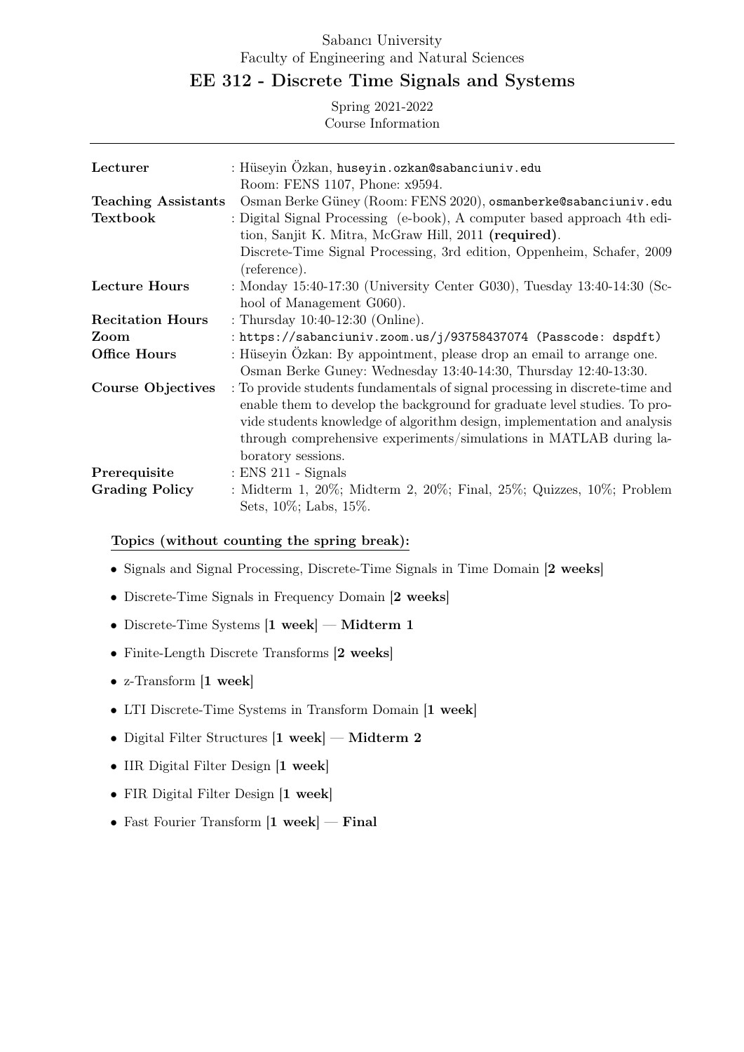Sabancı University

Faculty of Engineering and Natural Sciences

# EE 312 - Discrete Time Signals and Systems

Spring 2021-2022

Course Information

---

| | |
|---|---|
| **Lecturer** | : Hüseyin Özkan, huseyin.ozkan@sabanciuniv.edu<br>Room: FENS 1107, Phone: x9594. |
| **Teaching Assistants** | Osman Berke Güney (Room: FENS 2020), osmanberke@sabanciuniv.edu |
| **Textbook** | : Digital Signal Processing (e-book), A computer based approach 4th edition, Sanjit K. Mitra, McGraw Hill, 2011 **(required)**.<br>Discrete-Time Signal Processing, 3rd edition, Oppenheim, Schafer, 2009 (reference). |
| **Lecture Hours** | : Monday 15:40-17:30 (University Center G030), Tuesday 13:40-14:30 (School of Management G060). |
| **Recitation Hours** | : Thursday 10:40-12:30 (Online). |
| **Zoom** | : https://sabanciuniv.zoom.us/j/93758437074 (Passcode: dspdft) |
| **Office Hours** | : Hüseyin Özkan: By appointment, please drop an email to arrange one.<br>Osman Berke Guney: Wednesday 13:40-14:30, Thursday 12:40-13:30. |
| **Course Objectives** | : To provide students fundamentals of signal processing in discrete-time and enable them to develop the background for graduate level studies. To provide students knowledge of algorithm design, implementation and analysis through comprehensive experiments/simulations in MATLAB during laboratory sessions. |
| **Prerequisite** | : ENS 211 - Signals |
| **Grading Policy** | : Midterm 1, 20%; Midterm 2, 20%; Final, 25%; Quizzes, 10%; Problem Sets, 10%; Labs, 15%. |

**Topics (without counting the spring break):**

- Signals and Signal Processing, Discrete-Time Signals in Time Domain [**2 weeks**]
- Discrete-Time Signals in Frequency Domain [**2 weeks**]
- Discrete-Time Systems [**1 week**] — **Midterm 1**
- Finite-Length Discrete Transforms [**2 weeks**]
- z-Transform [**1 week**]
- LTI Discrete-Time Systems in Transform Domain [**1 week**]
- Digital Filter Structures [**1 week**] — **Midterm 2**
- IIR Digital Filter Design [**1 week**]
- FIR Digital Filter Design [**1 week**]
- Fast Fourier Transform [**1 week**] — **Final**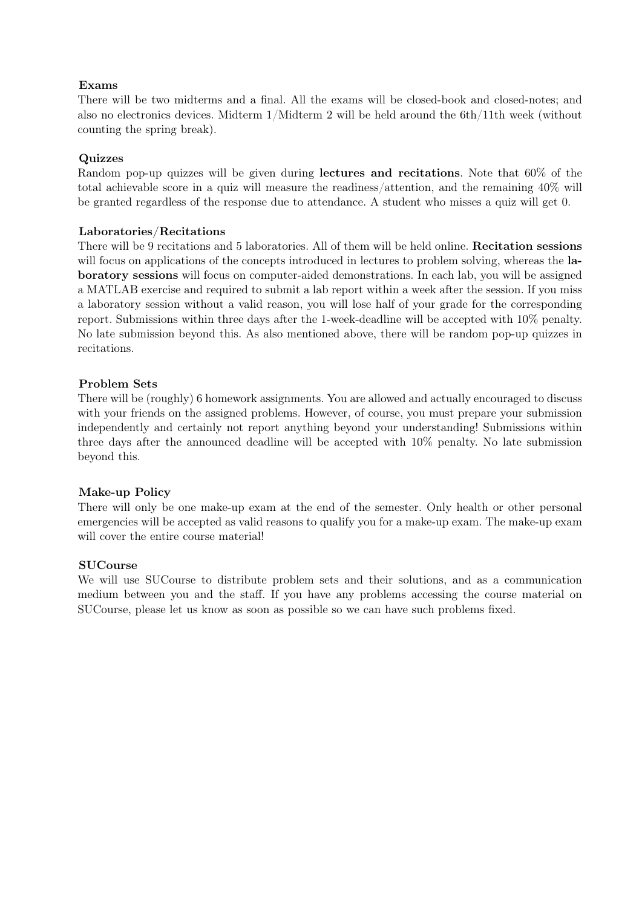**Exams**

There will be two midterms and a final. All the exams will be closed-book and closed-notes; and also no electronics devices. Midterm 1/Midterm 2 will be held around the 6th/11th week (without counting the spring break).

**Quizzes**

Random pop-up quizzes will be given during **lectures and recitations**. Note that 60% of the total achievable score in a quiz will measure the readiness/attention, and the remaining 40% will be granted regardless of the response due to attendance. A student who misses a quiz will get 0.

**Laboratories/Recitations**

There will be 9 recitations and 5 laboratories. All of them will be held online. **Recitation sessions** will focus on applications of the concepts introduced in lectures to problem solving, whereas the **laboratory sessions** will focus on computer-aided demonstrations. In each lab, you will be assigned a MATLAB exercise and required to submit a lab report within a week after the session. If you miss a laboratory session without a valid reason, you will lose half of your grade for the corresponding report. Submissions within three days after the 1-week-deadline will be accepted with 10% penalty. No late submission beyond this. As also mentioned above, there will be random pop-up quizzes in recitations.

**Problem Sets**

There will be (roughly) 6 homework assignments. You are allowed and actually encouraged to discuss with your friends on the assigned problems. However, of course, you must prepare your submission independently and certainly not report anything beyond your understanding! Submissions within three days after the announced deadline will be accepted with 10% penalty. No late submission beyond this.

**Make-up Policy**

There will only be one make-up exam at the end of the semester. Only health or other personal emergencies will be accepted as valid reasons to qualify you for a make-up exam. The make-up exam will cover the entire course material!

**SUCourse**

We will use SUCourse to distribute problem sets and their solutions, and as a communication medium between you and the staff. If you have any problems accessing the course material on SUCourse, please let us know as soon as possible so we can have such problems fixed.